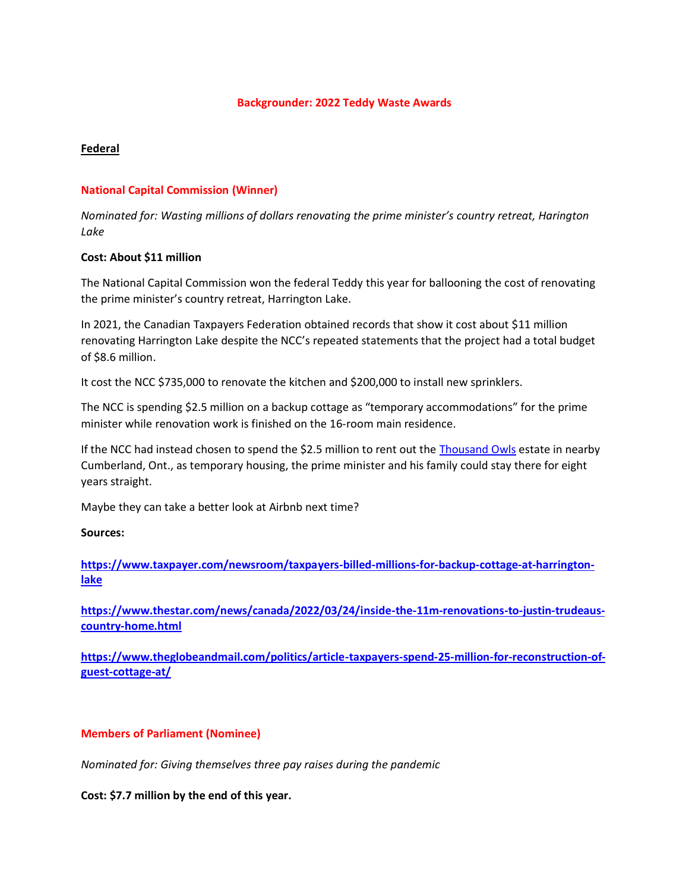# Backgrounder: 2022 Teddy Waste Awards

## Federal

### National Capital Commission (Winner)

*Nominated for: Wasting millions of dollars renovating the prime minister's country retreat, Harington Lake*

**Cost: About $11 million**

The National Capital Commission won the federal Teddy this year for ballooning the cost of renovating the prime minister's country retreat, Harrington Lake.

In 2021, the Canadian Taxpayers Federation obtained records that show it cost about $11 million renovating Harrington Lake despite the NCC's repeated statements that the project had a total budget of $8.6 million.

It cost the NCC $735,000 to renovate the kitchen and $200,000 to install new sprinklers.

The NCC is spending $2.5 million on a backup cottage as "temporary accommodations" for the prime minister while renovation work is finished on the 16-room main residence.

If the NCC had instead chosen to spend the $2.5 million to rent out the [Thousand Owls](#) estate in nearby Cumberland, Ont., as temporary housing, the prime minister and his family could stay there for eight years straight.

Maybe they can take a better look at Airbnb next time?

**Sources:**

**https://www.taxpayer.com/newsroom/taxpayers-billed-millions-for-backup-cottage-at-harrington-lake**

**https://www.thestar.com/news/canada/2022/03/24/inside-the-11m-renovations-to-justin-trudeaus-country-home.html**

**https://www.theglobeandmail.com/politics/article-taxpayers-spend-25-million-for-reconstruction-of-guest-cottage-at/**

### Members of Parliament (Nominee)

*Nominated for: Giving themselves three pay raises during the pandemic*

**Cost: $7.7 million by the end of this year.**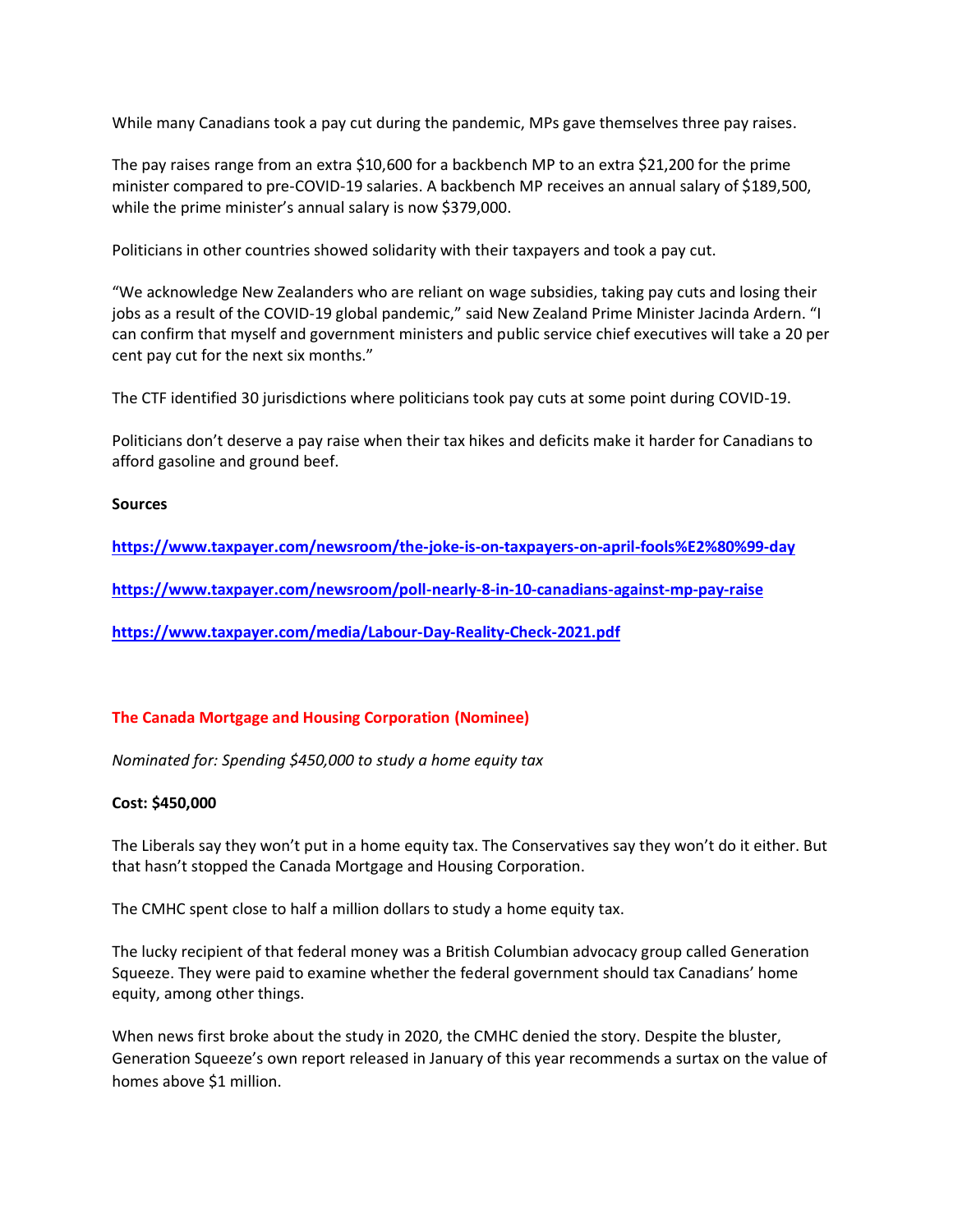While many Canadians took a pay cut during the pandemic, MPs gave themselves three pay raises.

The pay raises range from an extra $10,600 for a backbench MP to an extra $21,200 for the prime minister compared to pre-COVID-19 salaries. A backbench MP receives an annual salary of $189,500, while the prime minister's annual salary is now $379,000.

Politicians in other countries showed solidarity with their taxpayers and took a pay cut.

"We acknowledge New Zealanders who are reliant on wage subsidies, taking pay cuts and losing their jobs as a result of the COVID-19 global pandemic," said New Zealand Prime Minister Jacinda Ardern. "I can confirm that myself and government ministers and public service chief executives will take a 20 per cent pay cut for the next six months."

The CTF identified 30 jurisdictions where politicians took pay cuts at some point during COVID-19.

Politicians don't deserve a pay raise when their tax hikes and deficits make it harder for Canadians to afford gasoline and ground beef.

**Sources**

**https://www.taxpayer.com/newsroom/the-joke-is-on-taxpayers-on-april-fools%E2%80%99-day**

**https://www.taxpayer.com/newsroom/poll-nearly-8-in-10-canadians-against-mp-pay-raise**

**https://www.taxpayer.com/media/Labour-Day-Reality-Check-2021.pdf**

### The Canada Mortgage and Housing Corporation (Nominee)

*Nominated for: Spending $450,000 to study a home equity tax*

**Cost: $450,000**

The Liberals say they won't put in a home equity tax. The Conservatives say they won't do it either. But that hasn't stopped the Canada Mortgage and Housing Corporation.

The CMHC spent close to half a million dollars to study a home equity tax.

The lucky recipient of that federal money was a British Columbian advocacy group called Generation Squeeze. They were paid to examine whether the federal government should tax Canadians' home equity, among other things.

When news first broke about the study in 2020, the CMHC denied the story. Despite the bluster, Generation Squeeze's own report released in January of this year recommends a surtax on the value of homes above $1 million.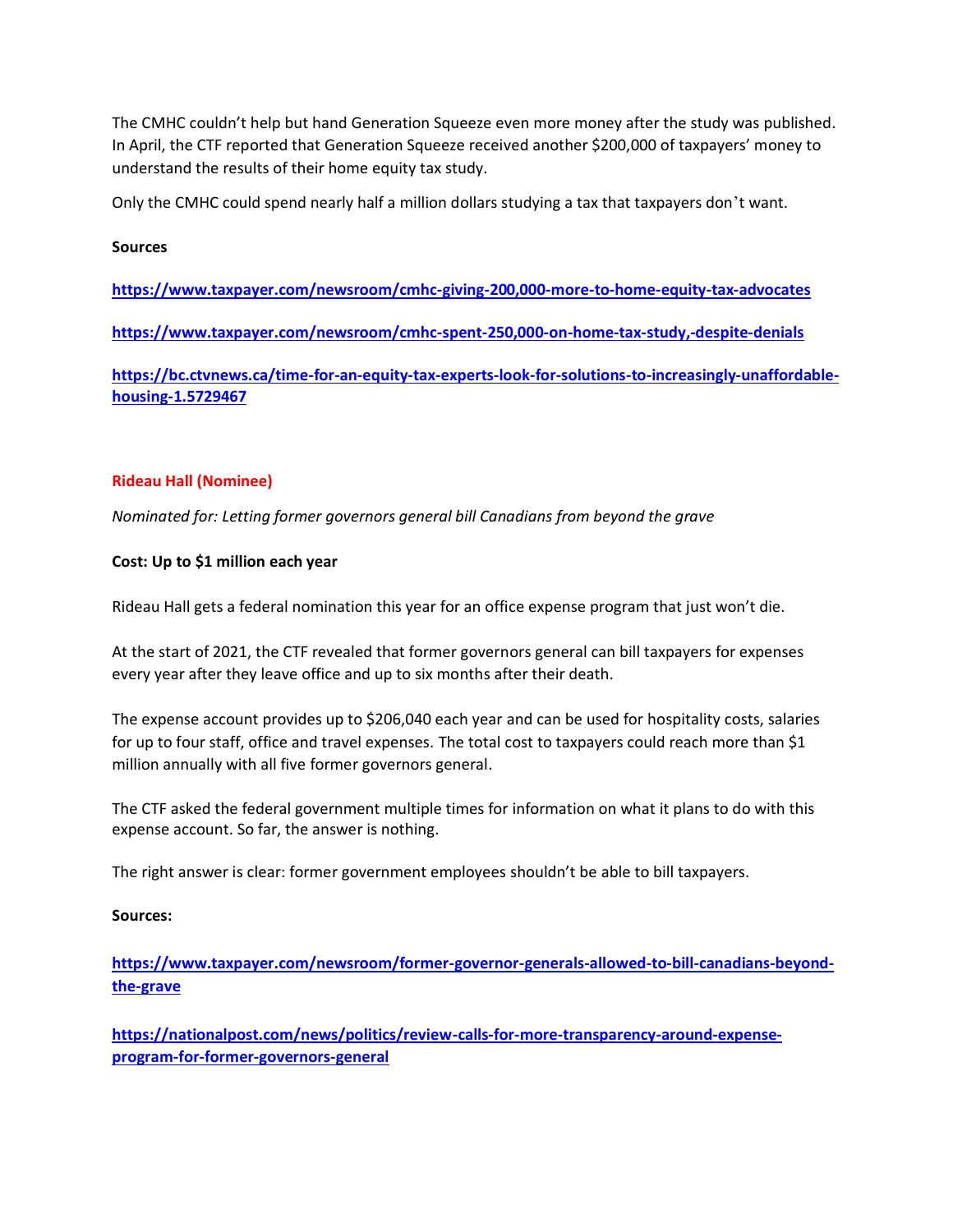The CMHC couldn't help but hand Generation Squeeze even more money after the study was published. In April, the CTF reported that Generation Squeeze received another $200,000 of taxpayers' money to understand the results of their home equity tax study.

Only the CMHC could spend nearly half a million dollars studying a tax that taxpayers don't want.

**Sources**

**https://www.taxpayer.com/newsroom/cmhc-giving-200,000-more-to-home-equity-tax-advocates**

**https://www.taxpayer.com/newsroom/cmhc-spent-250,000-on-home-tax-study,-despite-denials**

**https://bc.ctvnews.ca/time-for-an-equity-tax-experts-look-for-solutions-to-increasingly-unaffordable-housing-1.5729467**

## Rideau Hall (Nominee)

*Nominated for: Letting former governors general bill Canadians from beyond the grave*

**Cost: Up to $1 million each year**

Rideau Hall gets a federal nomination this year for an office expense program that just won't die.

At the start of 2021, the CTF revealed that former governors general can bill taxpayers for expenses every year after they leave office and up to six months after their death.

The expense account provides up to $206,040 each year and can be used for hospitality costs, salaries for up to four staff, office and travel expenses. The total cost to taxpayers could reach more than $1 million annually with all five former governors general.

The CTF asked the federal government multiple times for information on what it plans to do with this expense account. So far, the answer is nothing.

The right answer is clear: former government employees shouldn't be able to bill taxpayers.

**Sources:**

**https://www.taxpayer.com/newsroom/former-governor-generals-allowed-to-bill-canadians-beyond-the-grave**

**https://nationalpost.com/news/politics/review-calls-for-more-transparency-around-expense-program-for-former-governors-general**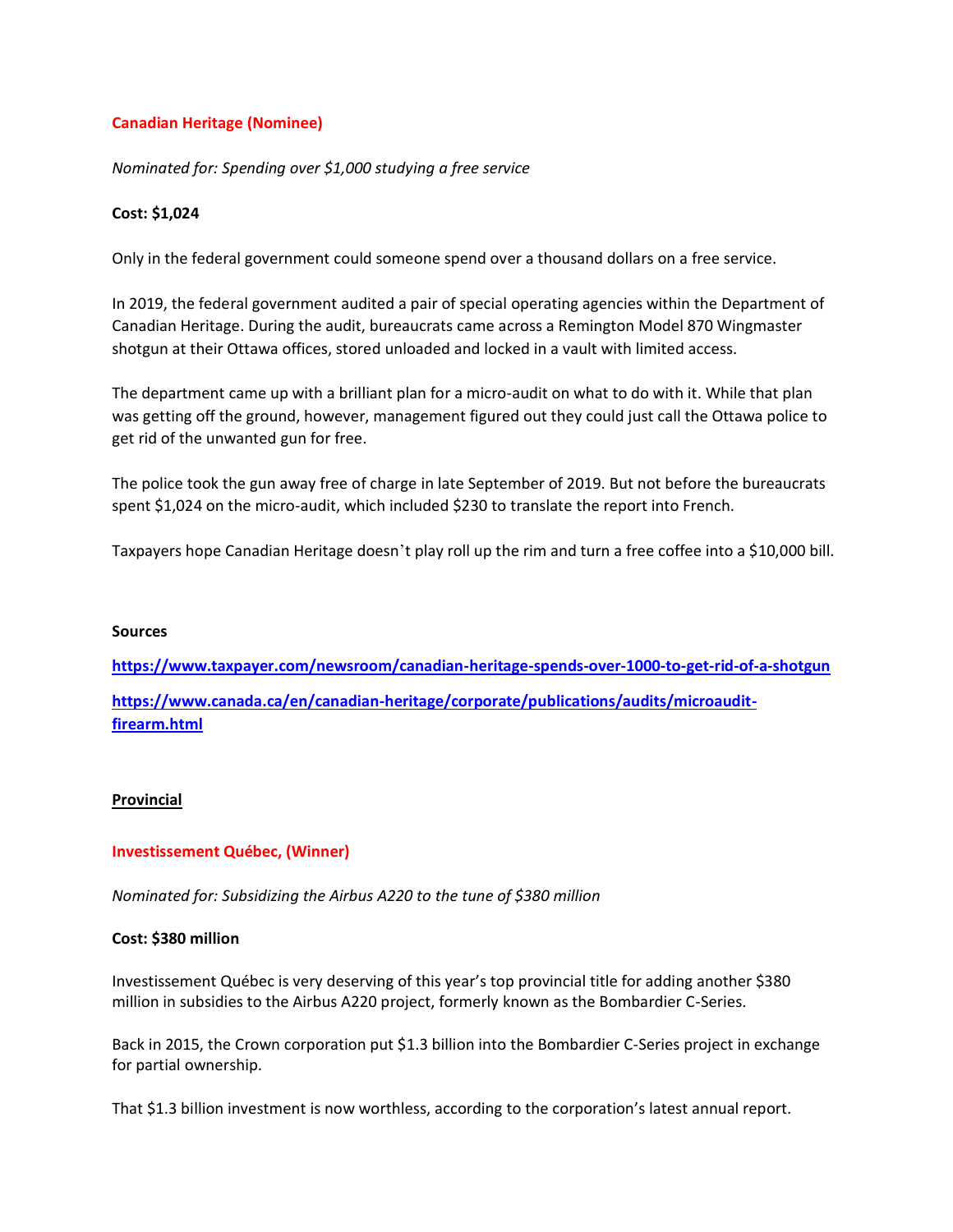**Canadian Heritage (Nominee)**

*Nominated for: Spending over $1,000 studying a free service*

**Cost: $1,024**

Only in the federal government could someone spend over a thousand dollars on a free service.

In 2019, the federal government audited a pair of special operating agencies within the Department of Canadian Heritage. During the audit, bureaucrats came across a Remington Model 870 Wingmaster shotgun at their Ottawa offices, stored unloaded and locked in a vault with limited access.

The department came up with a brilliant plan for a micro-audit on what to do with it. While that plan was getting off the ground, however, management figured out they could just call the Ottawa police to get rid of the unwanted gun for free.

The police took the gun away free of charge in late September of 2019. But not before the bureaucrats spent $1,024 on the micro-audit, which included $230 to translate the report into French.

Taxpayers hope Canadian Heritage doesn`t play roll up the rim and turn a free coffee into a $10,000 bill.

**Sources**

**https://www.taxpayer.com/newsroom/canadian-heritage-spends-over-1000-to-get-rid-of-a-shotgun**

**https://www.canada.ca/en/canadian-heritage/corporate/publications/audits/microaudit-firearm.html**

**Provincial**

**Investissement Québec, (Winner)**

*Nominated for: Subsidizing the Airbus A220 to the tune of $380 million*

**Cost: $380 million**

Investissement Québec is very deserving of this year's top provincial title for adding another $380 million in subsidies to the Airbus A220 project, formerly known as the Bombardier C-Series.

Back in 2015, the Crown corporation put $1.3 billion into the Bombardier C-Series project in exchange for partial ownership.

That $1.3 billion investment is now worthless, according to the corporation's latest annual report.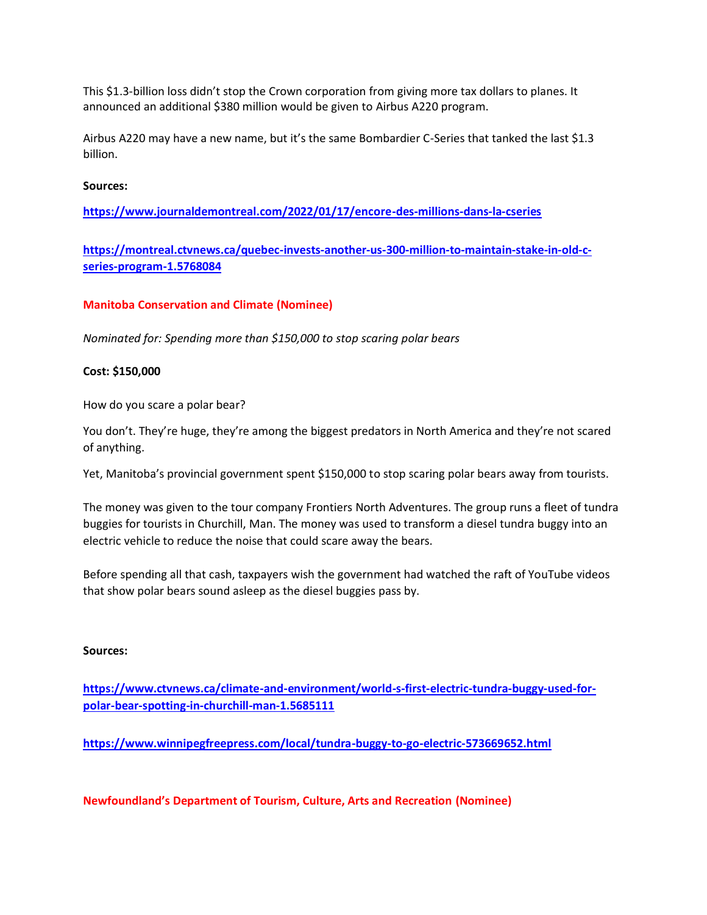This $1.3-billion loss didn't stop the Crown corporation from giving more tax dollars to planes. It announced an additional $380 million would be given to Airbus A220 program.

Airbus A220 may have a new name, but it's the same Bombardier C-Series that tanked the last $1.3 billion.

**Sources:**

**https://www.journaldemontreal.com/2022/01/17/encore-des-millions-dans-la-cseries**

**https://montreal.ctvnews.ca/quebec-invests-another-us-300-million-to-maintain-stake-in-old-c-series-program-1.5768084**

**Manitoba Conservation and Climate (Nominee)**

*Nominated for: Spending more than $150,000 to stop scaring polar bears*

**Cost: $150,000**

How do you scare a polar bear?

You don't. They're huge, they're among the biggest predators in North America and they're not scared of anything.

Yet, Manitoba's provincial government spent $150,000 to stop scaring polar bears away from tourists.

The money was given to the tour company Frontiers North Adventures. The group runs a fleet of tundra buggies for tourists in Churchill, Man. The money was used to transform a diesel tundra buggy into an electric vehicle to reduce the noise that could scare away the bears.

Before spending all that cash, taxpayers wish the government had watched the raft of YouTube videos that show polar bears sound asleep as the diesel buggies pass by.

**Sources:**

**https://www.ctvnews.ca/climate-and-environment/world-s-first-electric-tundra-buggy-used-for-polar-bear-spotting-in-churchill-man-1.5685111**

**https://www.winnipegfreepress.com/local/tundra-buggy-to-go-electric-573669652.html**

**Newfoundland's Department of Tourism, Culture, Arts and Recreation (Nominee)**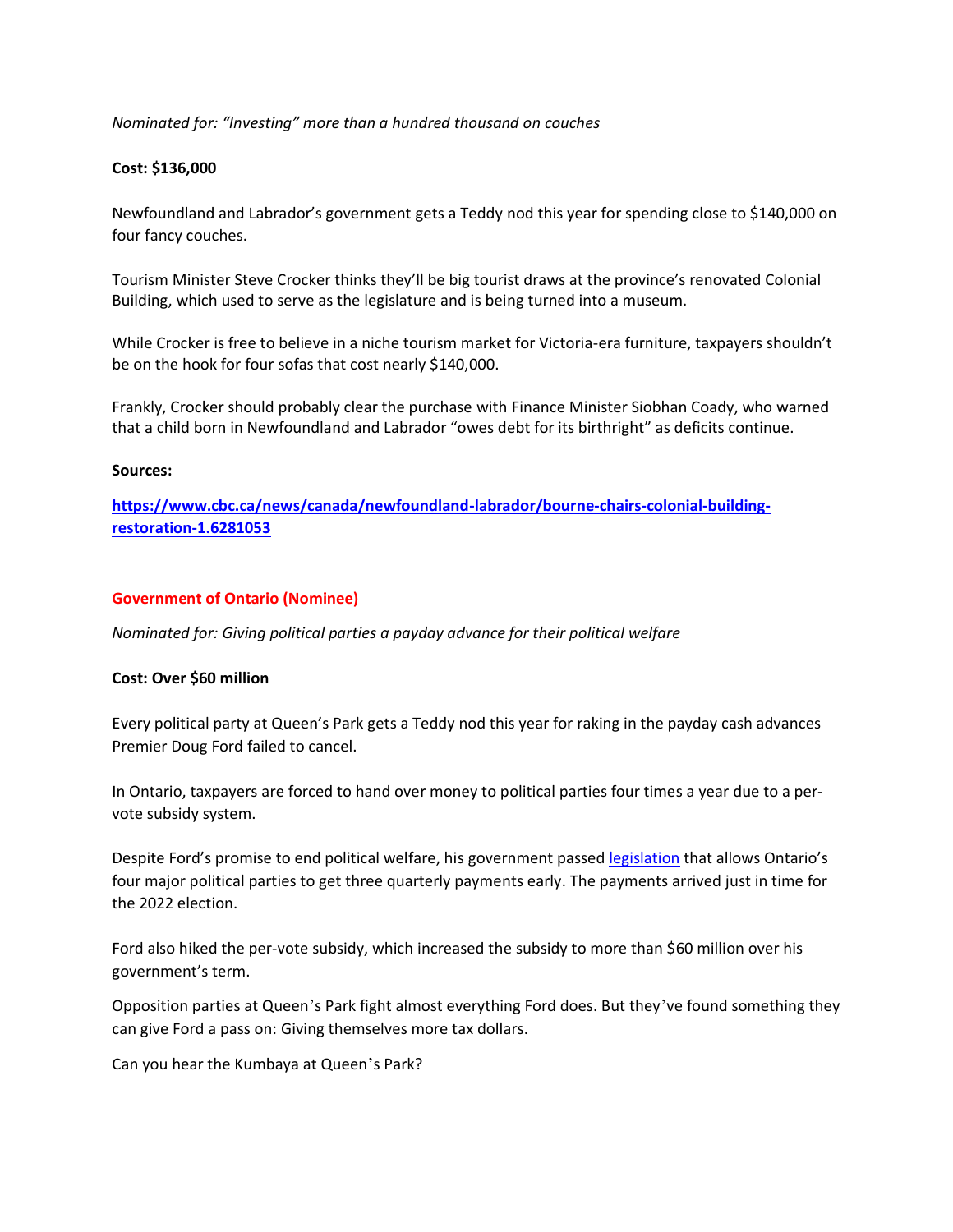*Nominated for: "Investing" more than a hundred thousand on couches*

**Cost: $136,000**

Newfoundland and Labrador's government gets a Teddy nod this year for spending close to $140,000 on four fancy couches.

Tourism Minister Steve Crocker thinks they'll be big tourist draws at the province's renovated Colonial Building, which used to serve as the legislature and is being turned into a museum.

While Crocker is free to believe in a niche tourism market for Victoria-era furniture, taxpayers shouldn't be on the hook for four sofas that cost nearly $140,000.

Frankly, Crocker should probably clear the purchase with Finance Minister Siobhan Coady, who warned that a child born in Newfoundland and Labrador "owes debt for its birthright" as deficits continue.

**Sources:**

**https://www.cbc.ca/news/canada/newfoundland-labrador/bourne-chairs-colonial-building-restoration-1.6281053**

**Government of Ontario (Nominee)**

*Nominated for: Giving political parties a payday advance for their political welfare*

**Cost: Over $60 million**

Every political party at Queen's Park gets a Teddy nod this year for raking in the payday cash advances Premier Doug Ford failed to cancel.

In Ontario, taxpayers are forced to hand over money to political parties four times a year due to a per-vote subsidy system.

Despite Ford's promise to end political welfare, his government passed legislation that allows Ontario's four major political parties to get three quarterly payments early. The payments arrived just in time for the 2022 election.

Ford also hiked the per-vote subsidy, which increased the subsidy to more than $60 million over his government's term.

Opposition parties at Queen's Park fight almost everything Ford does. But they've found something they can give Ford a pass on: Giving themselves more tax dollars.

Can you hear the Kumbaya at Queen's Park?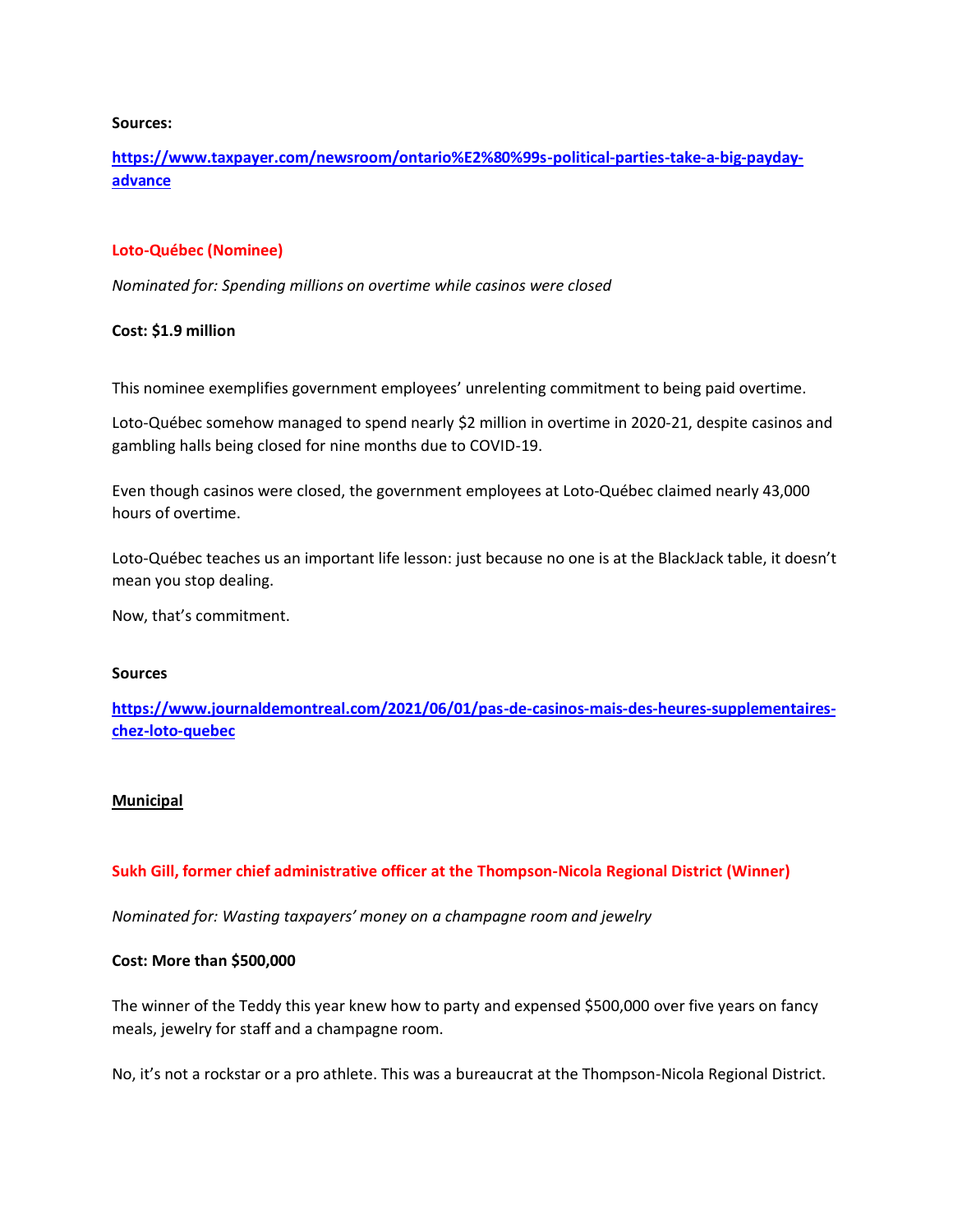**Sources:**

[https://www.taxpayer.com/newsroom/ontario%E2%80%99s-political-parties-take-a-big-payday-advance](https://www.taxpayer.com/newsroom/ontario%E2%80%99s-political-parties-take-a-big-payday-advance)

**Loto-Québec (Nominee)**

*Nominated for: Spending millions on overtime while casinos were closed*

**Cost: $1.9 million**

This nominee exemplifies government employees' unrelenting commitment to being paid overtime.

Loto-Québec somehow managed to spend nearly $2 million in overtime in 2020-21, despite casinos and gambling halls being closed for nine months due to COVID-19.

Even though casinos were closed, the government employees at Loto-Québec claimed nearly 43,000 hours of overtime.

Loto-Québec teaches us an important life lesson: just because no one is at the BlackJack table, it doesn't mean you stop dealing.

Now, that's commitment.

**Sources**

[https://www.journaldemontreal.com/2021/06/01/pas-de-casinos-mais-des-heures-supplementaires-chez-loto-quebec](https://www.journaldemontreal.com/2021/06/01/pas-de-casinos-mais-des-heures-supplementaires-chez-loto-quebec)

**Municipal**

**Sukh Gill, former chief administrative officer at the Thompson-Nicola Regional District (Winner)**

*Nominated for: Wasting taxpayers' money on a champagne room and jewelry*

**Cost: More than $500,000**

The winner of the Teddy this year knew how to party and expensed $500,000 over five years on fancy meals, jewelry for staff and a champagne room.

No, it's not a rockstar or a pro athlete. This was a bureaucrat at the Thompson-Nicola Regional District.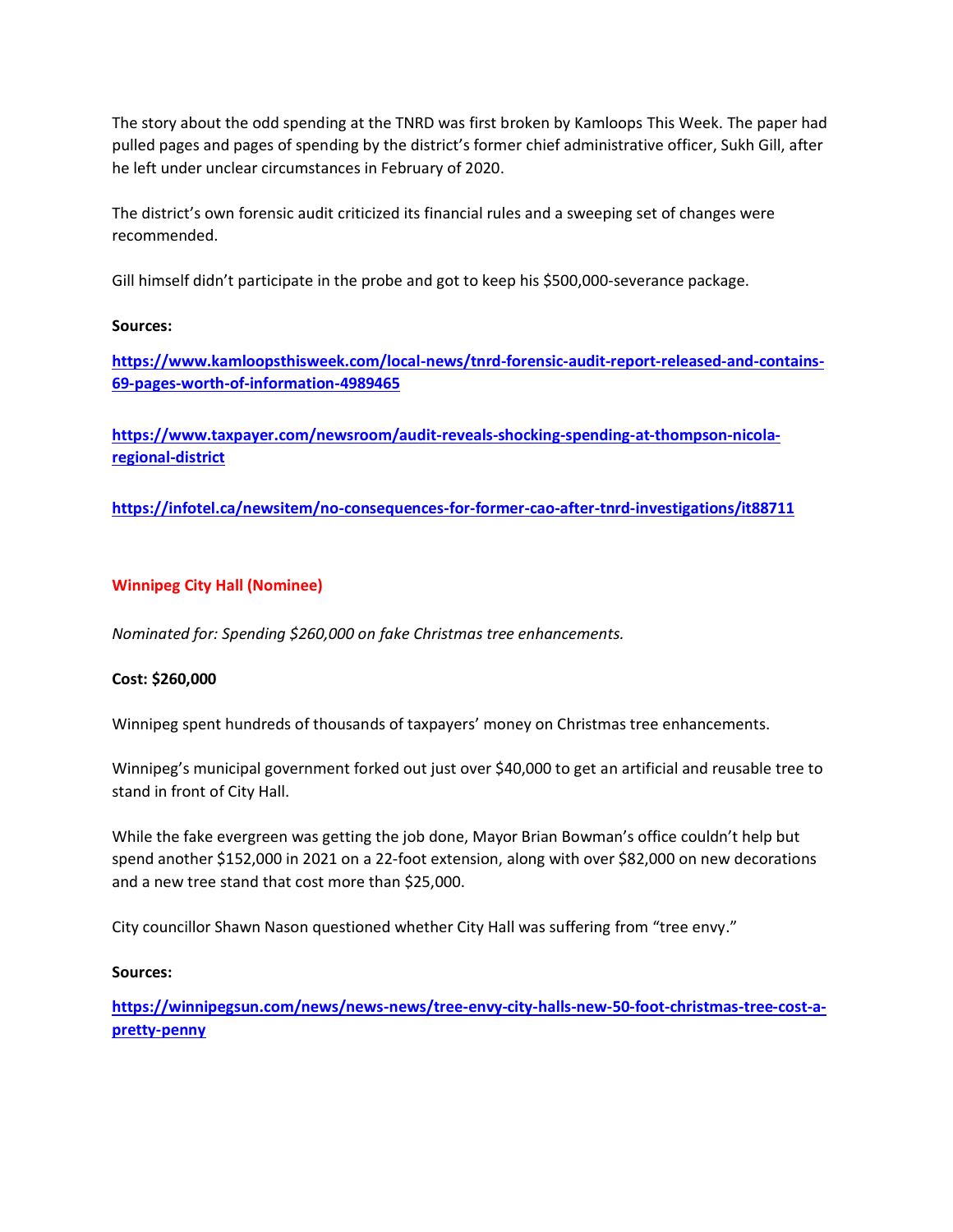The story about the odd spending at the TNRD was first broken by Kamloops This Week. The paper had pulled pages and pages of spending by the district's former chief administrative officer, Sukh Gill, after he left under unclear circumstances in February of 2020.

The district's own forensic audit criticized its financial rules and a sweeping set of changes were recommended.

Gill himself didn't participate in the probe and got to keep his $500,000-severance package.

**Sources:**

**https://www.kamloopsthisweek.com/local-news/tnrd-forensic-audit-report-released-and-contains-69-pages-worth-of-information-4989465**

**https://www.taxpayer.com/newsroom/audit-reveals-shocking-spending-at-thompson-nicola-regional-district**

**https://infotel.ca/newsitem/no-consequences-for-former-cao-after-tnrd-investigations/it88711**

## Winnipeg City Hall (Nominee)

*Nominated for: Spending $260,000 on fake Christmas tree enhancements.*

**Cost: $260,000**

Winnipeg spent hundreds of thousands of taxpayers' money on Christmas tree enhancements.

Winnipeg's municipal government forked out just over $40,000 to get an artificial and reusable tree to stand in front of City Hall.

While the fake evergreen was getting the job done, Mayor Brian Bowman's office couldn't help but spend another $152,000 in 2021 on a 22-foot extension, along with over $82,000 on new decorations and a new tree stand that cost more than $25,000.

City councillor Shawn Nason questioned whether City Hall was suffering from "tree envy."

**Sources:**

**https://winnipegsun.com/news/news-news/tree-envy-city-halls-new-50-foot-christmas-tree-cost-a-pretty-penny**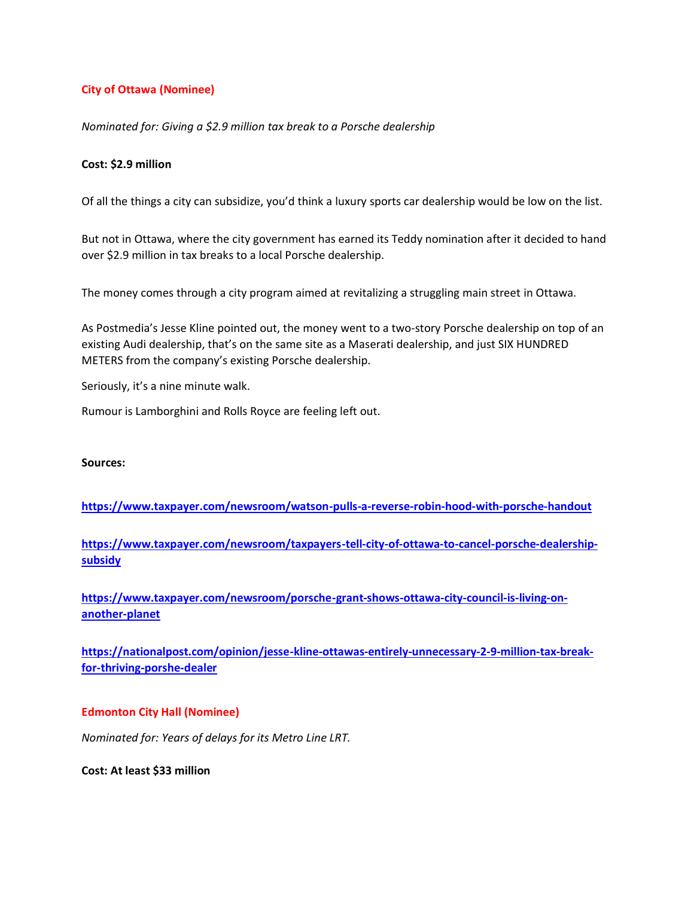## City of Ottawa (Nominee)

*Nominated for: Giving a $2.9 million tax break to a Porsche dealership*

**Cost: $2.9 million**

Of all the things a city can subsidize, you'd think a luxury sports car dealership would be low on the list.

But not in Ottawa, where the city government has earned its Teddy nomination after it decided to hand over $2.9 million in tax breaks to a local Porsche dealership.

The money comes through a city program aimed at revitalizing a struggling main street in Ottawa.

As Postmedia's Jesse Kline pointed out, the money went to a two-story Porsche dealership on top of an existing Audi dealership, that's on the same site as a Maserati dealership, and just SIX HUNDRED METERS from the company's existing Porsche dealership.

Seriously, it's a nine minute walk.

Rumour is Lamborghini and Rolls Royce are feeling left out.

**Sources:**

**https://www.taxpayer.com/newsroom/watson-pulls-a-reverse-robin-hood-with-porsche-handout**

**https://www.taxpayer.com/newsroom/taxpayers-tell-city-of-ottawa-to-cancel-porsche-dealership-subsidy**

**https://www.taxpayer.com/newsroom/porsche-grant-shows-ottawa-city-council-is-living-on-another-planet**

**https://nationalpost.com/opinion/jesse-kline-ottawas-entirely-unnecessary-2-9-million-tax-break-for-thriving-porshe-dealer**

## Edmonton City Hall (Nominee)

*Nominated for: Years of delays for its Metro Line LRT.*

**Cost: At least $33 million**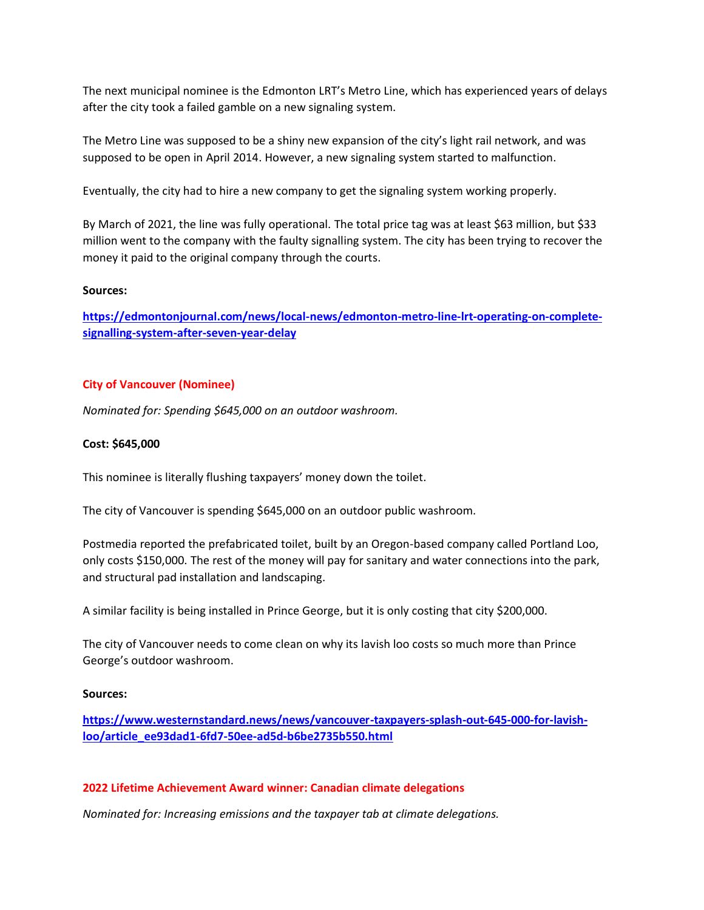The next municipal nominee is the Edmonton LRT's Metro Line, which has experienced years of delays after the city took a failed gamble on a new signaling system.

The Metro Line was supposed to be a shiny new expansion of the city's light rail network, and was supposed to be open in April 2014. However, a new signaling system started to malfunction.

Eventually, the city had to hire a new company to get the signaling system working properly.

By March of 2021, the line was fully operational. The total price tag was at least $63 million, but $33 million went to the company with the faulty signalling system. The city has been trying to recover the money it paid to the original company through the courts.

**Sources:**

**https://edmontonjournal.com/news/local-news/edmonton-metro-line-lrt-operating-on-complete-signalling-system-after-seven-year-delay**

### City of Vancouver (Nominee)

*Nominated for: Spending $645,000 on an outdoor washroom.*

**Cost: $645,000**

This nominee is literally flushing taxpayers' money down the toilet.

The city of Vancouver is spending $645,000 on an outdoor public washroom.

Postmedia reported the prefabricated toilet, built by an Oregon-based company called Portland Loo, only costs $150,000. The rest of the money will pay for sanitary and water connections into the park, and structural pad installation and landscaping.

A similar facility is being installed in Prince George, but it is only costing that city $200,000.

The city of Vancouver needs to come clean on why its lavish loo costs so much more than Prince George's outdoor washroom.

**Sources:**

**https://www.westernstandard.news/news/vancouver-taxpayers-splash-out-645-000-for-lavish-loo/article_ee93dad1-6fd7-50ee-ad5d-b6be2735b550.html**

### 2022 Lifetime Achievement Award winner: Canadian climate delegations

*Nominated for: Increasing emissions and the taxpayer tab at climate delegations.*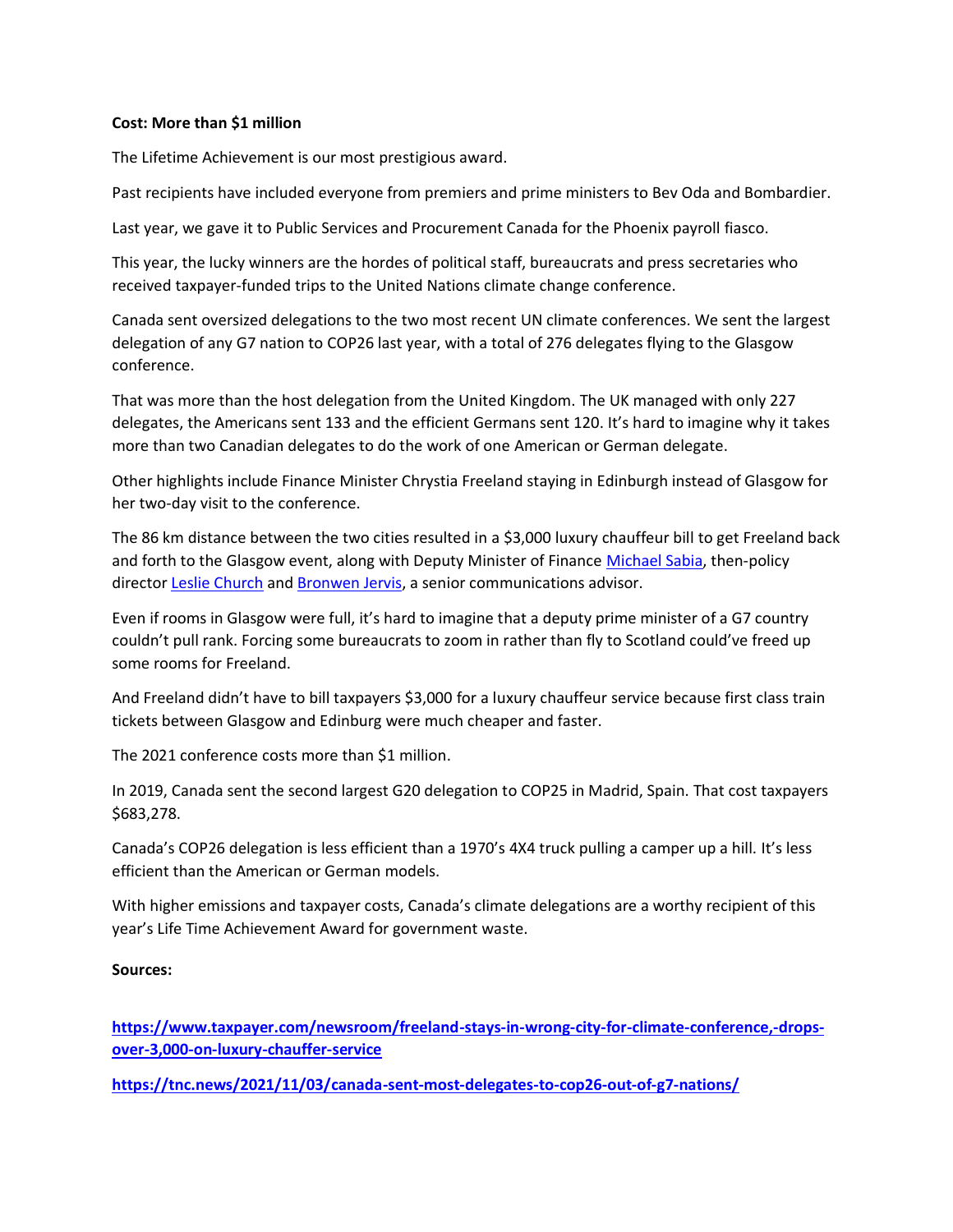**Cost: More than $1 million**

The Lifetime Achievement is our most prestigious award.

Past recipients have included everyone from premiers and prime ministers to Bev Oda and Bombardier.

Last year, we gave it to Public Services and Procurement Canada for the Phoenix payroll fiasco.

This year, the lucky winners are the hordes of political staff, bureaucrats and press secretaries who received taxpayer-funded trips to the United Nations climate change conference.

Canada sent oversized delegations to the two most recent UN climate conferences. We sent the largest delegation of any G7 nation to COP26 last year, with a total of 276 delegates flying to the Glasgow conference.

That was more than the host delegation from the United Kingdom. The UK managed with only 227 delegates, the Americans sent 133 and the efficient Germans sent 120. It's hard to imagine why it takes more than two Canadian delegates to do the work of one American or German delegate.

Other highlights include Finance Minister Chrystia Freeland staying in Edinburgh instead of Glasgow for her two-day visit to the conference.

The 86 km distance between the two cities resulted in a $3,000 luxury chauffeur bill to get Freeland back and forth to the Glasgow event, along with Deputy Minister of Finance Michael Sabia, then-policy director Leslie Church and Bronwen Jervis, a senior communications advisor.

Even if rooms in Glasgow were full, it's hard to imagine that a deputy prime minister of a G7 country couldn't pull rank. Forcing some bureaucrats to zoom in rather than fly to Scotland could've freed up some rooms for Freeland.

And Freeland didn't have to bill taxpayers $3,000 for a luxury chauffeur service because first class train tickets between Glasgow and Edinburg were much cheaper and faster.

The 2021 conference costs more than $1 million.

In 2019, Canada sent the second largest G20 delegation to COP25 in Madrid, Spain. That cost taxpayers $683,278.

Canada's COP26 delegation is less efficient than a 1970's 4X4 truck pulling a camper up a hill. It's less efficient than the American or German models.

With higher emissions and taxpayer costs, Canada's climate delegations are a worthy recipient of this year's Life Time Achievement Award for government waste.

**Sources:**

**https://www.taxpayer.com/newsroom/freeland-stays-in-wrong-city-for-climate-conference,-drops-over-3,000-on-luxury-chauffer-service**

**https://tnc.news/2021/11/03/canada-sent-most-delegates-to-cop26-out-of-g7-nations/**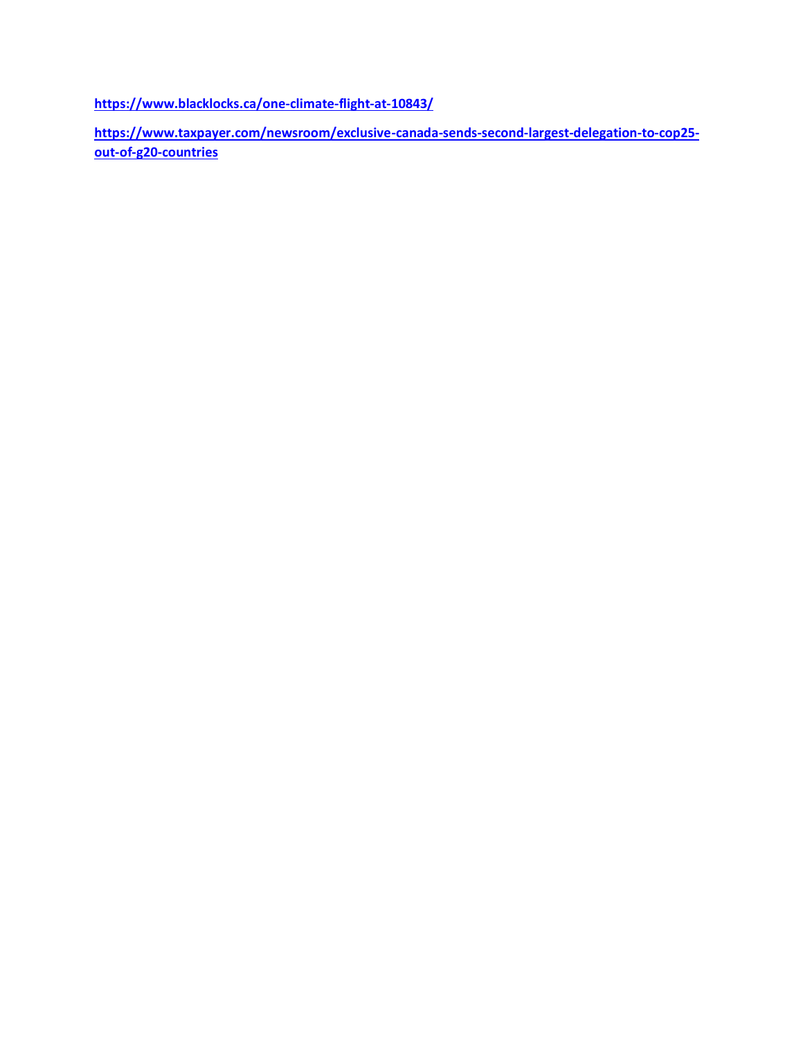**https://www.blacklocks.ca/one-climate-flight-at-10843/**

**https://www.taxpayer.com/newsroom/exclusive-canada-sends-second-largest-delegation-to-cop25-out-of-g20-countries**